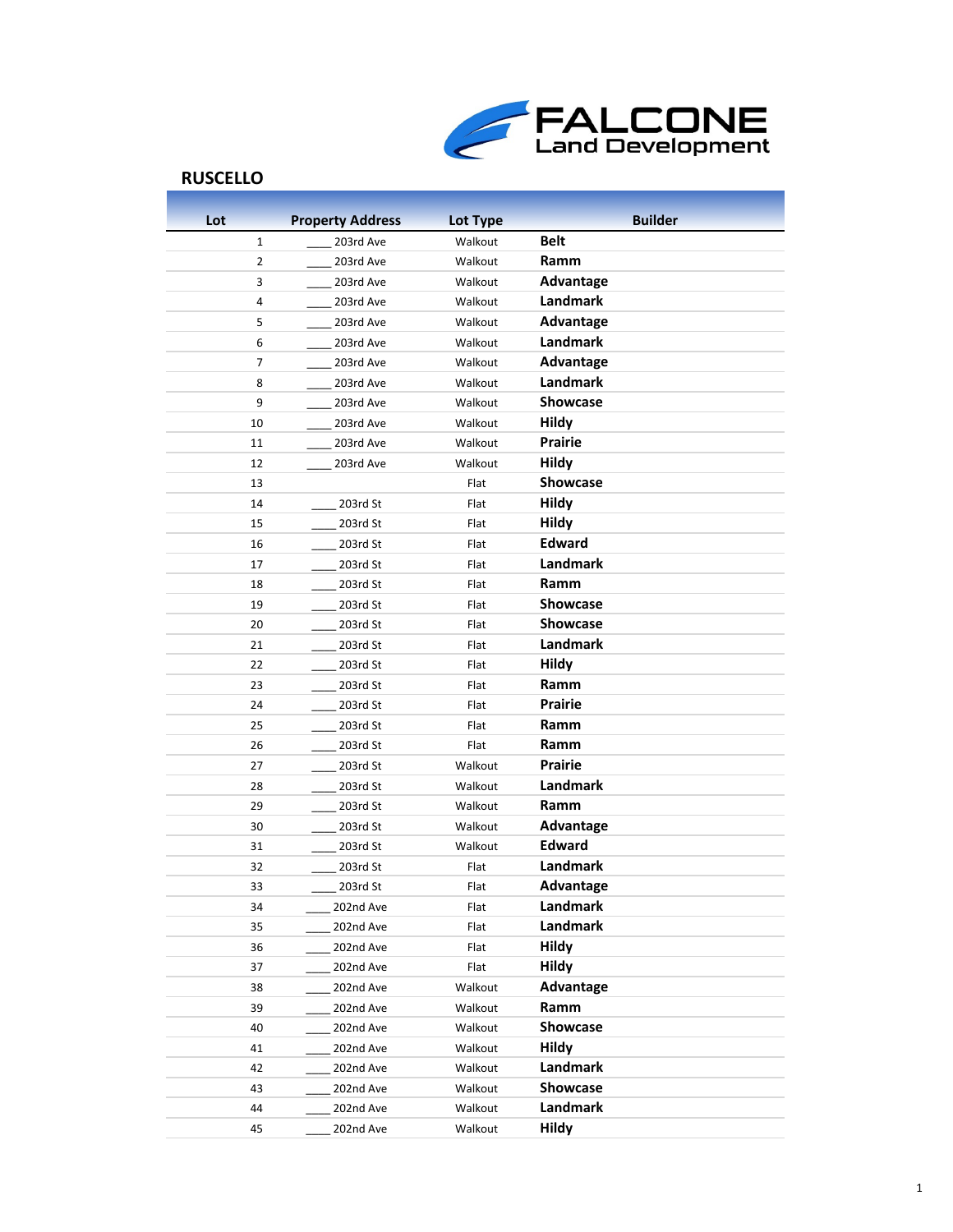FALCONE
Land Development

## RUSCELLO

| Lot | Property Address | Lot Type | Builder |
|---|---|---|---|
| 1 | ____ 203rd Ave | Walkout | **Belt** |
| 2 | ____ 203rd Ave | Walkout | **Ramm** |
| 3 | ____ 203rd Ave | Walkout | **Advantage** |
| 4 | ____ 203rd Ave | Walkout | **Landmark** |
| 5 | ____ 203rd Ave | Walkout | **Advantage** |
| 6 | ____ 203rd Ave | Walkout | **Landmark** |
| 7 | ____ 203rd Ave | Walkout | **Advantage** |
| 8 | ____ 203rd Ave | Walkout | **Landmark** |
| 9 | ____ 203rd Ave | Walkout | **Showcase** |
| 10 | ____ 203rd Ave | Walkout | **Hildy** |
| 11 | ____ 203rd Ave | Walkout | **Prairie** |
| 12 | ____ 203rd Ave | Walkout | **Hildy** |
| 13 | | Flat | **Showcase** |
| 14 | ____ 203rd St | Flat | **Hildy** |
| 15 | ____ 203rd St | Flat | **Hildy** |
| 16 | ____ 203rd St | Flat | **Edward** |
| 17 | ____ 203rd St | Flat | **Landmark** |
| 18 | ____ 203rd St | Flat | **Ramm** |
| 19 | ____ 203rd St | Flat | **Showcase** |
| 20 | ____ 203rd St | Flat | **Showcase** |
| 21 | ____ 203rd St | Flat | **Landmark** |
| 22 | ____ 203rd St | Flat | **Hildy** |
| 23 | ____ 203rd St | Flat | **Ramm** |
| 24 | ____ 203rd St | Flat | **Prairie** |
| 25 | ____ 203rd St | Flat | **Ramm** |
| 26 | ____ 203rd St | Flat | **Ramm** |
| 27 | ____ 203rd St | Walkout | **Prairie** |
| 28 | ____ 203rd St | Walkout | **Landmark** |
| 29 | ____ 203rd St | Walkout | **Ramm** |
| 30 | ____ 203rd St | Walkout | **Advantage** |
| 31 | ____ 203rd St | Walkout | **Edward** |
| 32 | ____ 203rd St | Flat | **Landmark** |
| 33 | ____ 203rd St | Flat | **Advantage** |
| 34 | ____ 202nd Ave | Flat | **Landmark** |
| 35 | ____ 202nd Ave | Flat | **Landmark** |
| 36 | ____ 202nd Ave | Flat | **Hildy** |
| 37 | ____ 202nd Ave | Flat | **Hildy** |
| 38 | ____ 202nd Ave | Walkout | **Advantage** |
| 39 | ____ 202nd Ave | Walkout | **Ramm** |
| 40 | ____ 202nd Ave | Walkout | **Showcase** |
| 41 | ____ 202nd Ave | Walkout | **Hildy** |
| 42 | ____ 202nd Ave | Walkout | **Landmark** |
| 43 | ____ 202nd Ave | Walkout | **Showcase** |
| 44 | ____ 202nd Ave | Walkout | **Landmark** |
| 45 | ____ 202nd Ave | Walkout | **Hildy** |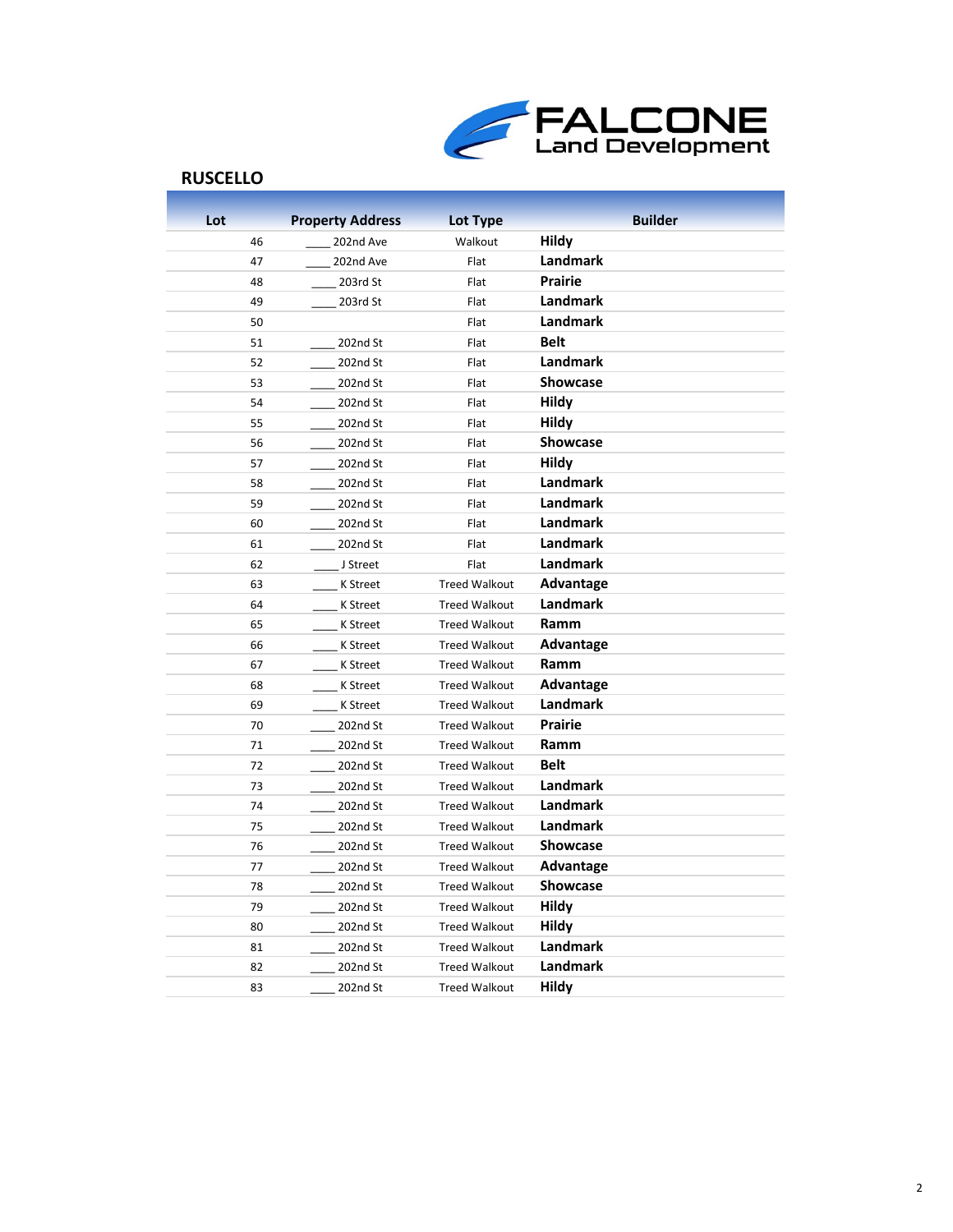FALCONE Land Development

## RUSCELLO

| Lot | Property Address | Lot Type | Builder |
|---|---|---|---|
| 46 | ____ 202nd Ave | Walkout | **Hildy** |
| 47 | ____ 202nd Ave | Flat | **Landmark** |
| 48 | ____ 203rd St | Flat | **Prairie** |
| 49 | ____ 203rd St | Flat | **Landmark** |
| 50 | | Flat | **Landmark** |
| 51 | ____ 202nd St | Flat | **Belt** |
| 52 | ____ 202nd St | Flat | **Landmark** |
| 53 | ____ 202nd St | Flat | **Showcase** |
| 54 | ____ 202nd St | Flat | **Hildy** |
| 55 | ____ 202nd St | Flat | **Hildy** |
| 56 | ____ 202nd St | Flat | **Showcase** |
| 57 | ____ 202nd St | Flat | **Hildy** |
| 58 | ____ 202nd St | Flat | **Landmark** |
| 59 | ____ 202nd St | Flat | **Landmark** |
| 60 | ____ 202nd St | Flat | **Landmark** |
| 61 | ____ 202nd St | Flat | **Landmark** |
| 62 | ____ J Street | Flat | **Landmark** |
| 63 | ____ K Street | Treed Walkout | **Advantage** |
| 64 | ____ K Street | Treed Walkout | **Landmark** |
| 65 | ____ K Street | Treed Walkout | **Ramm** |
| 66 | ____ K Street | Treed Walkout | **Advantage** |
| 67 | ____ K Street | Treed Walkout | **Ramm** |
| 68 | ____ K Street | Treed Walkout | **Advantage** |
| 69 | ____ K Street | Treed Walkout | **Landmark** |
| 70 | ____ 202nd St | Treed Walkout | **Prairie** |
| 71 | ____ 202nd St | Treed Walkout | **Ramm** |
| 72 | ____ 202nd St | Treed Walkout | **Belt** |
| 73 | ____ 202nd St | Treed Walkout | **Landmark** |
| 74 | ____ 202nd St | Treed Walkout | **Landmark** |
| 75 | ____ 202nd St | Treed Walkout | **Landmark** |
| 76 | ____ 202nd St | Treed Walkout | **Showcase** |
| 77 | ____ 202nd St | Treed Walkout | **Advantage** |
| 78 | ____ 202nd St | Treed Walkout | **Showcase** |
| 79 | ____ 202nd St | Treed Walkout | **Hildy** |
| 80 | ____ 202nd St | Treed Walkout | **Hildy** |
| 81 | ____ 202nd St | Treed Walkout | **Landmark** |
| 82 | ____ 202nd St | Treed Walkout | **Landmark** |
| 83 | ____ 202nd St | Treed Walkout | **Hildy** |